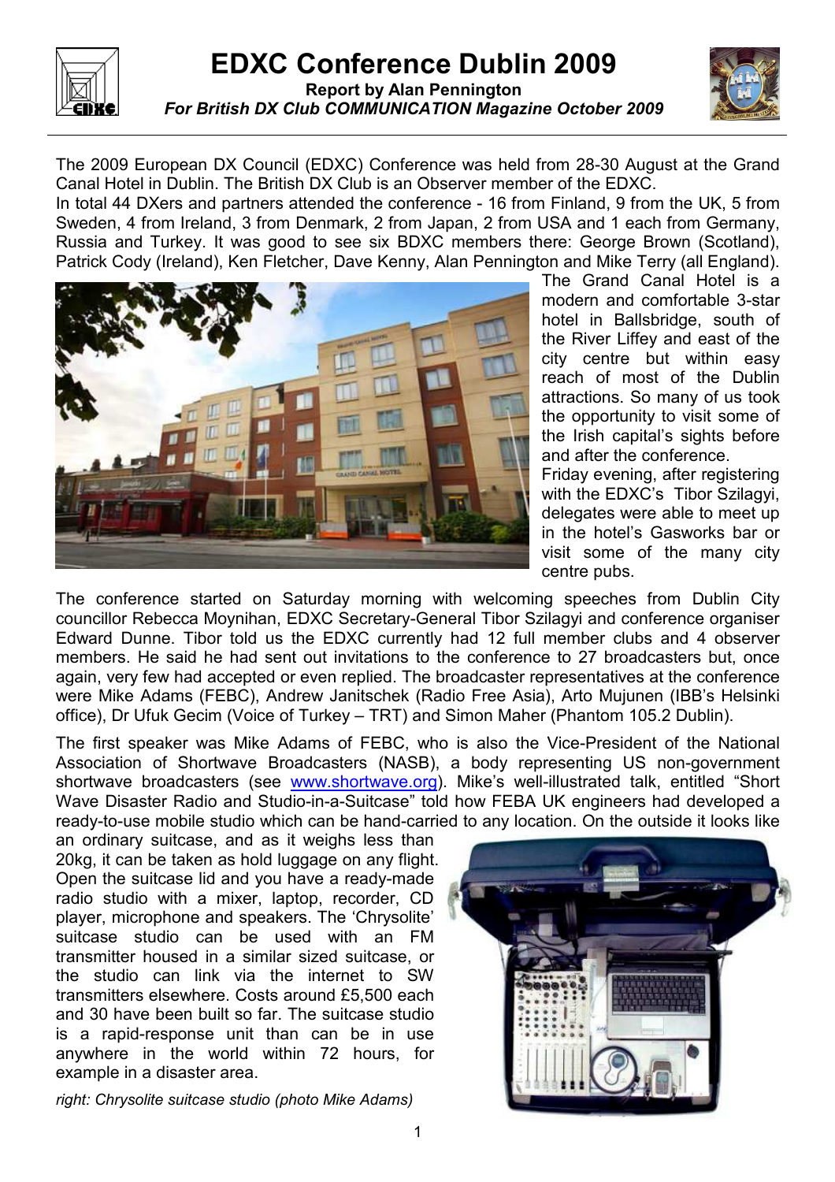# EDXC Conference Dublin 2009

**Report by Alan Pennington**

***For British DX Club COMMUNICATION Magazine October 2009***

The 2009 European DX Council (EDXC) Conference was held from 28-30 August at the Grand Canal Hotel in Dublin. The British DX Club is an Observer member of the EDXC.

In total 44 DXers and partners attended the conference - 16 from Finland, 9 from the UK, 5 from Sweden, 4 from Ireland, 3 from Denmark, 2 from Japan, 2 from USA and 1 each from Germany, Russia and Turkey. It was good to see six BDXC members there: George Brown (Scotland), Patrick Cody (Ireland), Ken Fletcher, Dave Kenny, Alan Pennington and Mike Terry (all England).

The Grand Canal Hotel is a modern and comfortable 3-star hotel in Ballsbridge, south of the River Liffey and east of the city centre but within easy reach of most of the Dublin attractions. So many of us took the opportunity to visit some of the Irish capital's sights before and after the conference.

Friday evening, after registering with the EDXC's Tibor Szilagyi, delegates were able to meet up in the hotel's Gasworks bar or visit some of the many city centre pubs.

The conference started on Saturday morning with welcoming speeches from Dublin City councillor Rebecca Moynihan, EDXC Secretary-General Tibor Szilagyi and conference organiser Edward Dunne. Tibor told us the EDXC currently had 12 full member clubs and 4 observer members. He said he had sent out invitations to the conference to 27 broadcasters but, once again, very few had accepted or even replied. The broadcaster representatives at the conference were Mike Adams (FEBC), Andrew Janitschek (Radio Free Asia), Arto Mujunen (IBB's Helsinki office), Dr Ufuk Gecim (Voice of Turkey – TRT) and Simon Maher (Phantom 105.2 Dublin).

The first speaker was Mike Adams of FEBC, who is also the Vice-President of the National Association of Shortwave Broadcasters (NASB), a body representing US non-government shortwave broadcasters (see www.shortwave.org). Mike's well-illustrated talk, entitled "Short Wave Disaster Radio and Studio-in-a-Suitcase" told how FEBA UK engineers had developed a ready-to-use mobile studio which can be hand-carried to any location. On the outside it looks like an ordinary suitcase, and as it weighs less than 20kg, it can be taken as hold luggage on any flight. Open the suitcase lid and you have a ready-made radio studio with a mixer, laptop, recorder, CD player, microphone and speakers. The 'Chrysolite' suitcase studio can be used with an FM transmitter housed in a similar sized suitcase, or the studio can link via the internet to SW transmitters elsewhere. Costs around £5,500 each and 30 have been built so far. The suitcase studio is a rapid-response unit than can be in use anywhere in the world within 72 hours, for example in a disaster area.

*right: Chrysolite suitcase studio (photo Mike Adams)*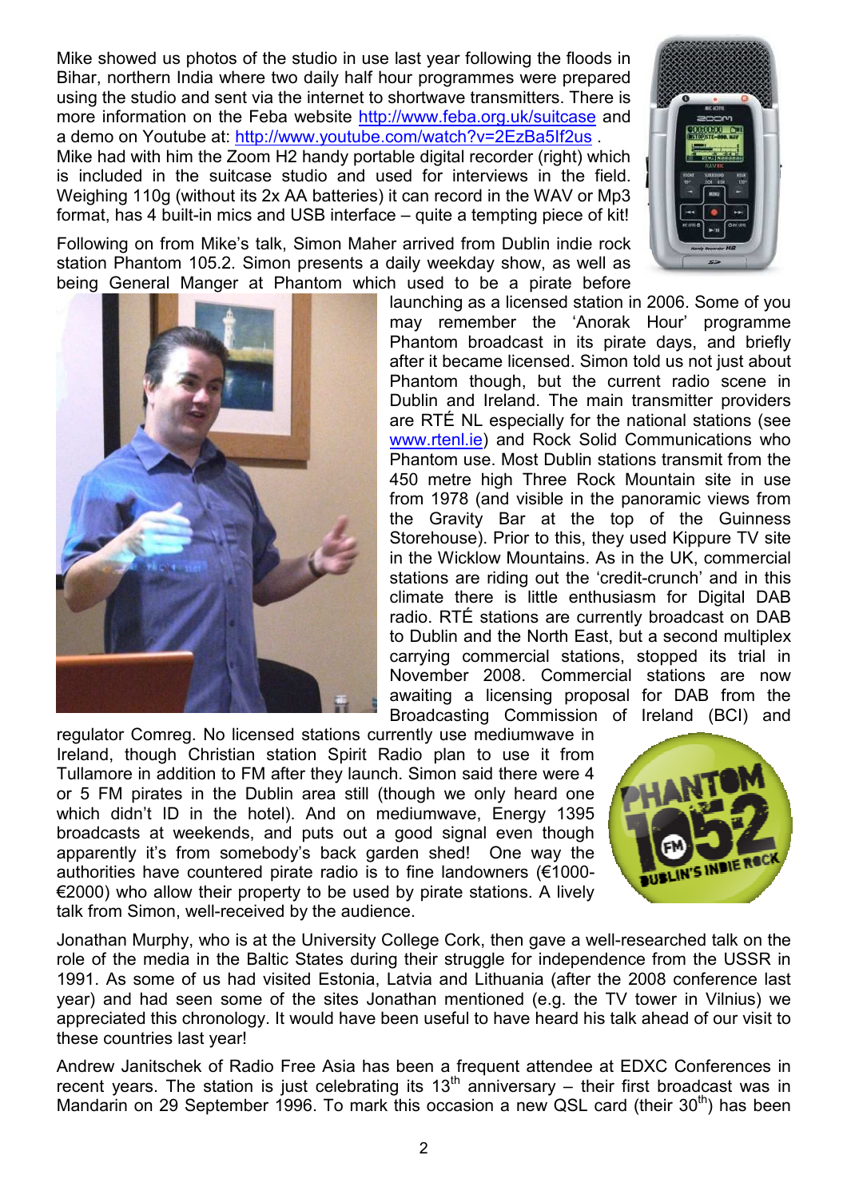Mike showed us photos of the studio in use last year following the floods in Bihar, northern India where two daily half hour programmes were prepared using the studio and sent via the internet to shortwave transmitters. There is more information on the Feba website http://www.feba.org.uk/suitcase and a demo on Youtube at: http://www.youtube.com/watch?v=2EzBa5If2us .
Mike had with him the Zoom H2 handy portable digital recorder (right) which is included in the suitcase studio and used for interviews in the field. Weighing 110g (without its 2x AA batteries) it can record in the WAV or Mp3 format, has 4 built-in mics and USB interface – quite a tempting piece of kit!

Following on from Mike's talk, Simon Maher arrived from Dublin indie rock station Phantom 105.2. Simon presents a daily weekday show, as well as being General Manger at Phantom which used to be a pirate before launching as a licensed station in 2006. Some of you may remember the 'Anorak Hour' programme Phantom broadcast in its pirate days, and briefly after it became licensed. Simon told us not just about Phantom though, but the current radio scene in Dublin and Ireland. The main transmitter providers are RTÉ NL especially for the national stations (see www.rtenl.ie) and Rock Solid Communications who Phantom use. Most Dublin stations transmit from the 450 metre high Three Rock Mountain site in use from 1978 (and visible in the panoramic views from the Gravity Bar at the top of the Guinness Storehouse). Prior to this, they used Kippure TV site in the Wicklow Mountains. As in the UK, commercial stations are riding out the 'credit-crunch' and in this climate there is little enthusiasm for Digital DAB radio. RTÉ stations are currently broadcast on DAB to Dublin and the North East, but a second multiplex carrying commercial stations, stopped its trial in November 2008. Commercial stations are now awaiting a licensing proposal for DAB from the Broadcasting Commission of Ireland (BCI) and regulator Comreg. No licensed stations currently use mediumwave in Ireland, though Christian station Spirit Radio plan to use it from Tullamore in addition to FM after they launch. Simon said there were 4 or 5 FM pirates in the Dublin area still (though we only heard one which didn't ID in the hotel). And on mediumwave, Energy 1395 broadcasts at weekends, and puts out a good signal even though apparently it's from somebody's back garden shed! One way the authorities have countered pirate radio is to fine landowners (€1000-€2000) who allow their property to be used by pirate stations. A lively talk from Simon, well-received by the audience.

Jonathan Murphy, who is at the University College Cork, then gave a well-researched talk on the role of the media in the Baltic States during their struggle for independence from the USSR in 1991. As some of us had visited Estonia, Latvia and Lithuania (after the 2008 conference last year) and had seen some of the sites Jonathan mentioned (e.g. the TV tower in Vilnius) we appreciated this chronology. It would have been useful to have heard his talk ahead of our visit to these countries last year!

Andrew Janitschek of Radio Free Asia has been a frequent attendee at EDXC Conferences in recent years. The station is just celebrating its 13th anniversary – their first broadcast was in Mandarin on 29 September 1996. To mark this occasion a new QSL card (their 30th) has been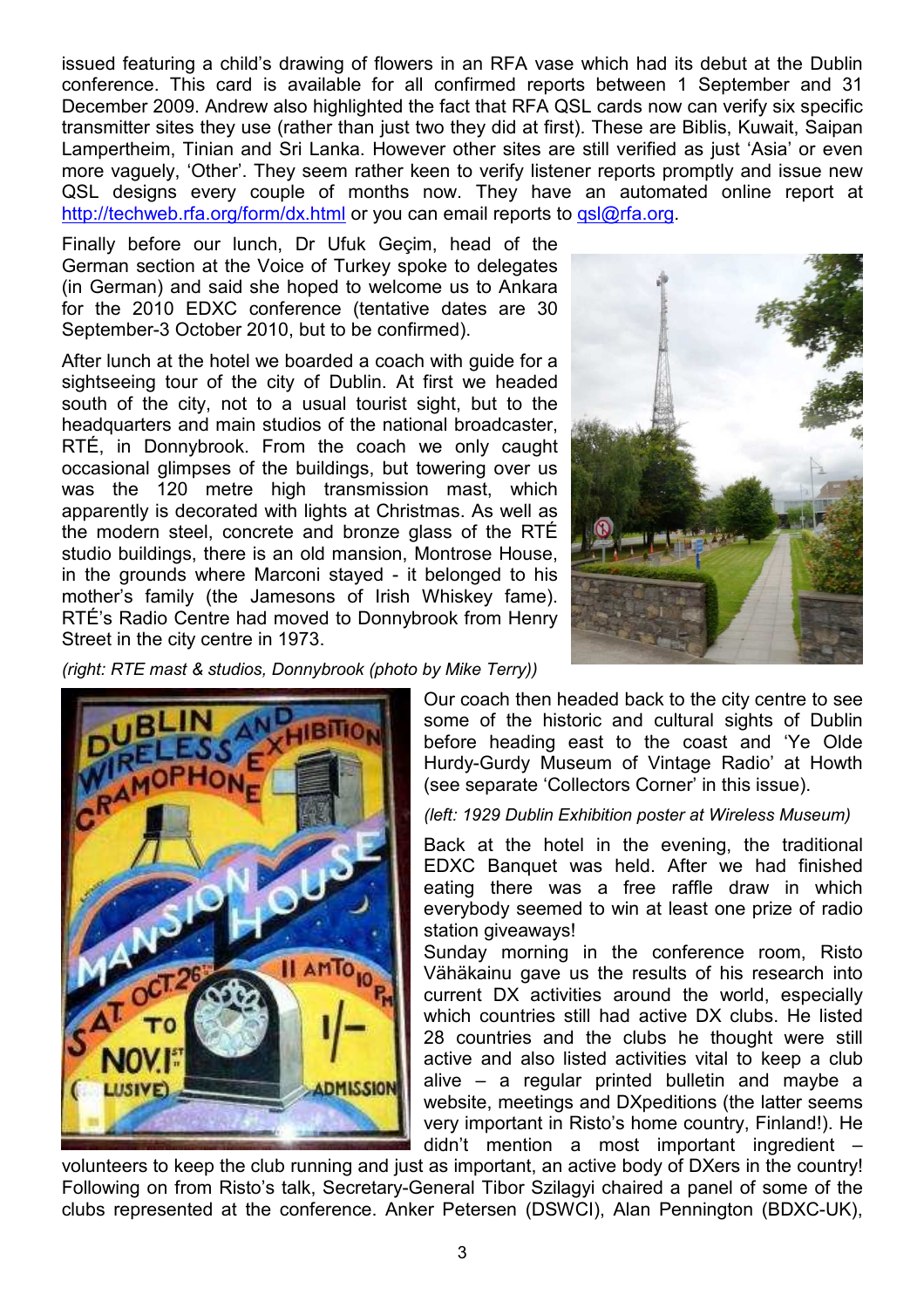issued featuring a child's drawing of flowers in an RFA vase which had its debut at the Dublin conference. This card is available for all confirmed reports between 1 September and 31 December 2009. Andrew also highlighted the fact that RFA QSL cards now can verify six specific transmitter sites they use (rather than just two they did at first). These are Biblis, Kuwait, Saipan Lampertheim, Tinian and Sri Lanka. However other sites are still verified as just 'Asia' or even more vaguely, 'Other'. They seem rather keen to verify listener reports promptly and issue new QSL designs every couple of months now. They have an automated online report at http://techweb.rfa.org/form/dx.html or you can email reports to qsl@rfa.org.

Finally before our lunch, Dr Ufuk Geçim, head of the German section at the Voice of Turkey spoke to delegates (in German) and said she hoped to welcome us to Ankara for the 2010 EDXC conference (tentative dates are 30 September-3 October 2010, but to be confirmed).

After lunch at the hotel we boarded a coach with guide for a sightseeing tour of the city of Dublin. At first we headed south of the city, not to a usual tourist sight, but to the headquarters and main studios of the national broadcaster, RTÉ, in Donnybrook. From the coach we only caught occasional glimpses of the buildings, but towering over us was the 120 metre high transmission mast, which apparently is decorated with lights at Christmas. As well as the modern steel, concrete and bronze glass of the RTÉ studio buildings, there is an old mansion, Montrose House, in the grounds where Marconi stayed - it belonged to his mother's family (the Jamesons of Irish Whiskey fame). RTÉ's Radio Centre had moved to Donnybrook from Henry Street in the city centre in 1973.

*(right: RTE mast & studios, Donnybrook (photo by Mike Terry))*

Our coach then headed back to the city centre to see some of the historic and cultural sights of Dublin before heading east to the coast and 'Ye Olde Hurdy-Gurdy Museum of Vintage Radio' at Howth (see separate 'Collectors Corner' in this issue).

*(left: 1929 Dublin Exhibition poster at Wireless Museum)*

Back at the hotel in the evening, the traditional EDXC Banquet was held. After we had finished eating there was a free raffle draw in which everybody seemed to win at least one prize of radio station giveaways!

Sunday morning in the conference room, Risto Vähäkainu gave us the results of his research into current DX activities around the world, especially which countries still had active DX clubs. He listed 28 countries and the clubs he thought were still active and also listed activities vital to keep a club alive – a regular printed bulletin and maybe a website, meetings and DXpeditions (the latter seems very important in Risto's home country, Finland!). He didn't mention a most important ingredient – volunteers to keep the club running and just as important, an active body of DXers in the country! Following on from Risto's talk, Secretary-General Tibor Szilagyi chaired a panel of some of the clubs represented at the conference. Anker Petersen (DSWCI), Alan Pennington (BDXC-UK),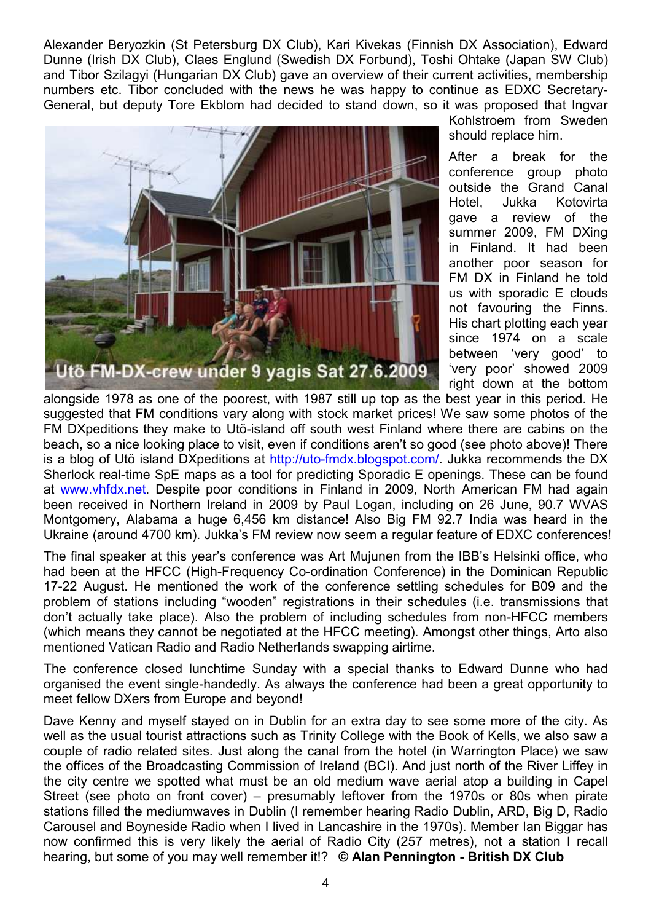Alexander Beryozkin (St Petersburg DX Club), Kari Kivekas (Finnish DX Association), Edward Dunne (Irish DX Club), Claes Englund (Swedish DX Forbund), Toshi Ohtake (Japan SW Club) and Tibor Szilagyi (Hungarian DX Club) gave an overview of their current activities, membership numbers etc. Tibor concluded with the news he was happy to continue as EDXC Secretary-General, but deputy Tore Ekblom had decided to stand down, so it was proposed that Ingvar Kohlstroem from Sweden should replace him.

Utö FM-DX-crew under 9 yagis Sat 27.6.2009

After a break for the conference group photo outside the Grand Canal Hotel, Jukka Kotovirta gave a review of the summer 2009, FM DXing in Finland. It had been another poor season for FM DX in Finland he told us with sporadic E clouds not favouring the Finns. His chart plotting each year since 1974 on a scale between 'very good' to 'very poor' showed 2009 right down at the bottom alongside 1978 as one of the poorest, with 1987 still up top as the best year in this period. He suggested that FM conditions vary along with stock market prices! We saw some photos of the FM DXpeditions they make to Utö-island off south west Finland where there are cabins on the beach, so a nice looking place to visit, even if conditions aren't so good (see photo above)! There is a blog of Utö island DXpeditions at http://uto-fmdx.blogspot.com/. Jukka recommends the DX Sherlock real-time SpE maps as a tool for predicting Sporadic E openings. These can be found at www.vhfdx.net. Despite poor conditions in Finland in 2009, North American FM had again been received in Northern Ireland in 2009 by Paul Logan, including on 26 June, 90.7 WVAS Montgomery, Alabama a huge 6,456 km distance! Also Big FM 92.7 India was heard in the Ukraine (around 4700 km). Jukka's FM review now seem a regular feature of EDXC conferences!

The final speaker at this year's conference was Art Mujunen from the IBB's Helsinki office, who had been at the HFCC (High-Frequency Co-ordination Conference) in the Dominican Republic 17-22 August. He mentioned the work of the conference settling schedules for B09 and the problem of stations including "wooden" registrations in their schedules (i.e. transmissions that don't actually take place). Also the problem of including schedules from non-HFCC members (which means they cannot be negotiated at the HFCC meeting). Amongst other things, Arto also mentioned Vatican Radio and Radio Netherlands swapping airtime.

The conference closed lunchtime Sunday with a special thanks to Edward Dunne who had organised the event single-handedly. As always the conference had been a great opportunity to meet fellow DXers from Europe and beyond!

Dave Kenny and myself stayed on in Dublin for an extra day to see some more of the city. As well as the usual tourist attractions such as Trinity College with the Book of Kells, we also saw a couple of radio related sites. Just along the canal from the hotel (in Warrington Place) we saw the offices of the Broadcasting Commission of Ireland (BCI). And just north of the River Liffey in the city centre we spotted what must be an old medium wave aerial atop a building in Capel Street (see photo on front cover) – presumably leftover from the 1970s or 80s when pirate stations filled the mediumwaves in Dublin (I remember hearing Radio Dublin, ARD, Big D, Radio Carousel and Boyneside Radio when I lived in Lancashire in the 1970s). Member Ian Biggar has now confirmed this is very likely the aerial of Radio City (257 metres), not a station I recall hearing, but some of you may well remember it!? **© Alan Pennington - British DX Club**